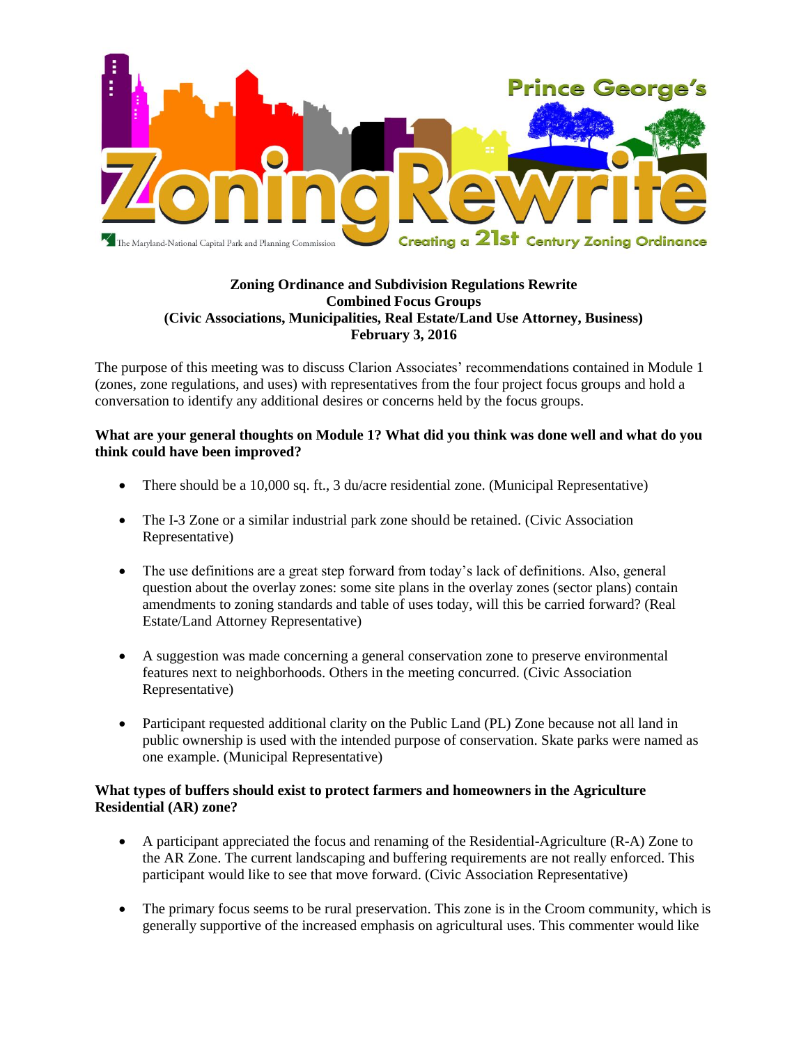**Zoning Ordinance and Subdivision Regulations Rewrite**
**Combined Focus Groups**
**(Civic Associations, Municipalities, Real Estate/Land Use Attorney, Business)**
**February 3, 2016**

The purpose of this meeting was to discuss Clarion Associates' recommendations contained in Module 1 (zones, zone regulations, and uses) with representatives from the four project focus groups and hold a conversation to identify any additional desires or concerns held by the focus groups.

**What are your general thoughts on Module 1? What did you think was done well and what do you think could have been improved?**

- There should be a 10,000 sq. ft., 3 du/acre residential zone. (Municipal Representative)
- The I-3 Zone or a similar industrial park zone should be retained. (Civic Association Representative)
- The use definitions are a great step forward from today's lack of definitions. Also, general question about the overlay zones: some site plans in the overlay zones (sector plans) contain amendments to zoning standards and table of uses today, will this be carried forward? (Real Estate/Land Attorney Representative)
- A suggestion was made concerning a general conservation zone to preserve environmental features next to neighborhoods. Others in the meeting concurred. (Civic Association Representative)
- Participant requested additional clarity on the Public Land (PL) Zone because not all land in public ownership is used with the intended purpose of conservation. Skate parks were named as one example. (Municipal Representative)

**What types of buffers should exist to protect farmers and homeowners in the Agriculture Residential (AR) zone?**

- A participant appreciated the focus and renaming of the Residential-Agriculture (R-A) Zone to the AR Zone. The current landscaping and buffering requirements are not really enforced. This participant would like to see that move forward. (Civic Association Representative)
- The primary focus seems to be rural preservation. This zone is in the Croom community, which is generally supportive of the increased emphasis on agricultural uses. This commenter would like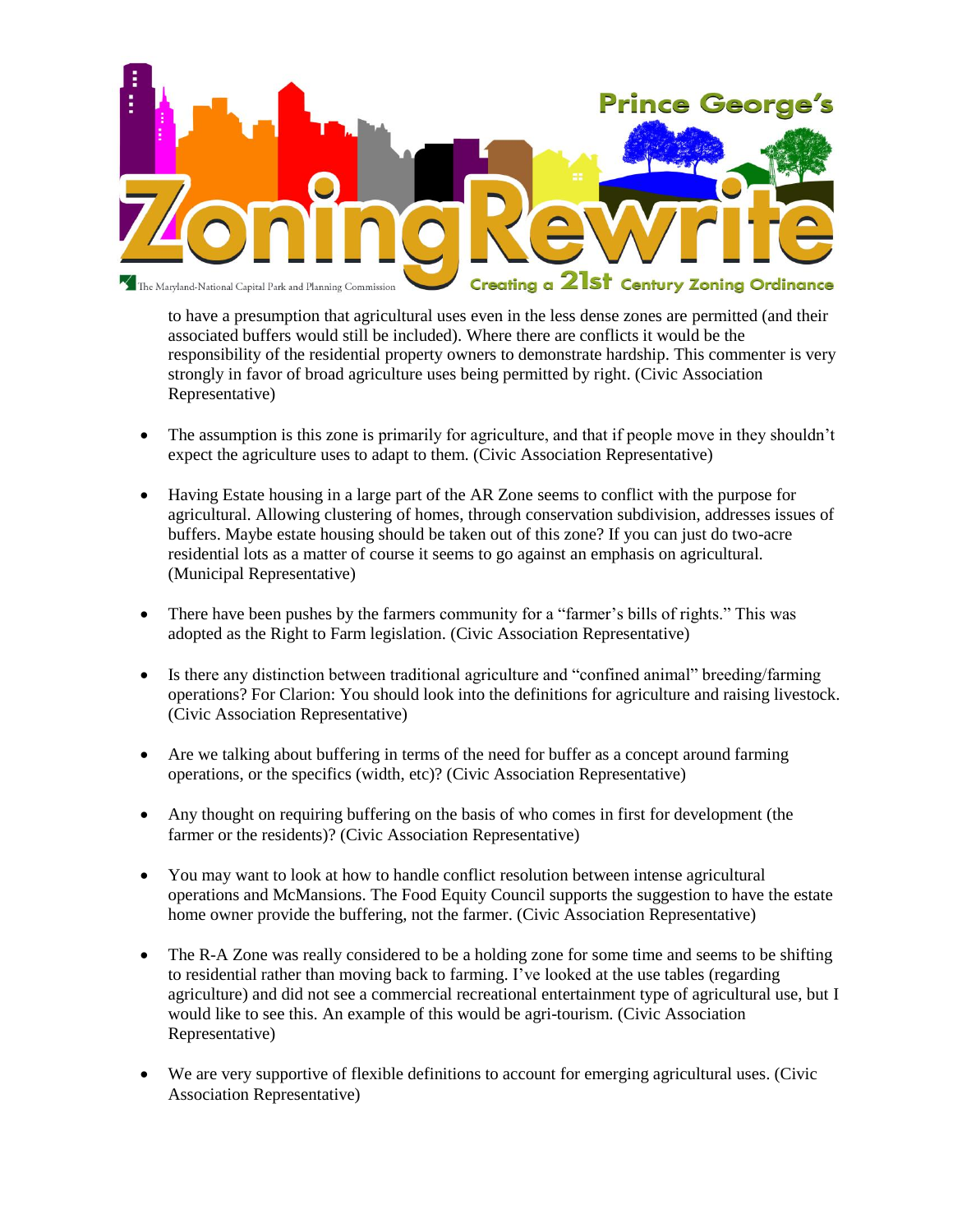to have a presumption that agricultural uses even in the less dense zones are permitted (and their associated buffers would still be included). Where there are conflicts it would be the responsibility of the residential property owners to demonstrate hardship. This commenter is very strongly in favor of broad agriculture uses being permitted by right. (Civic Association Representative)

- The assumption is this zone is primarily for agriculture, and that if people move in they shouldn't expect the agriculture uses to adapt to them. (Civic Association Representative)

- Having Estate housing in a large part of the AR Zone seems to conflict with the purpose for agricultural. Allowing clustering of homes, through conservation subdivision, addresses issues of buffers. Maybe estate housing should be taken out of this zone? If you can just do two-acre residential lots as a matter of course it seems to go against an emphasis on agricultural. (Municipal Representative)

- There have been pushes by the farmers community for a "farmer's bills of rights." This was adopted as the Right to Farm legislation. (Civic Association Representative)

- Is there any distinction between traditional agriculture and "confined animal" breeding/farming operations? For Clarion: You should look into the definitions for agriculture and raising livestock. (Civic Association Representative)

- Are we talking about buffering in terms of the need for buffer as a concept around farming operations, or the specifics (width, etc)? (Civic Association Representative)

- Any thought on requiring buffering on the basis of who comes in first for development (the farmer or the residents)? (Civic Association Representative)

- You may want to look at how to handle conflict resolution between intense agricultural operations and McMansions. The Food Equity Council supports the suggestion to have the estate home owner provide the buffering, not the farmer. (Civic Association Representative)

- The R-A Zone was really considered to be a holding zone for some time and seems to be shifting to residential rather than moving back to farming. I've looked at the use tables (regarding agriculture) and did not see a commercial recreational entertainment type of agricultural use, but I would like to see this. An example of this would be agri-tourism. (Civic Association Representative)

- We are very supportive of flexible definitions to account for emerging agricultural uses. (Civic Association Representative)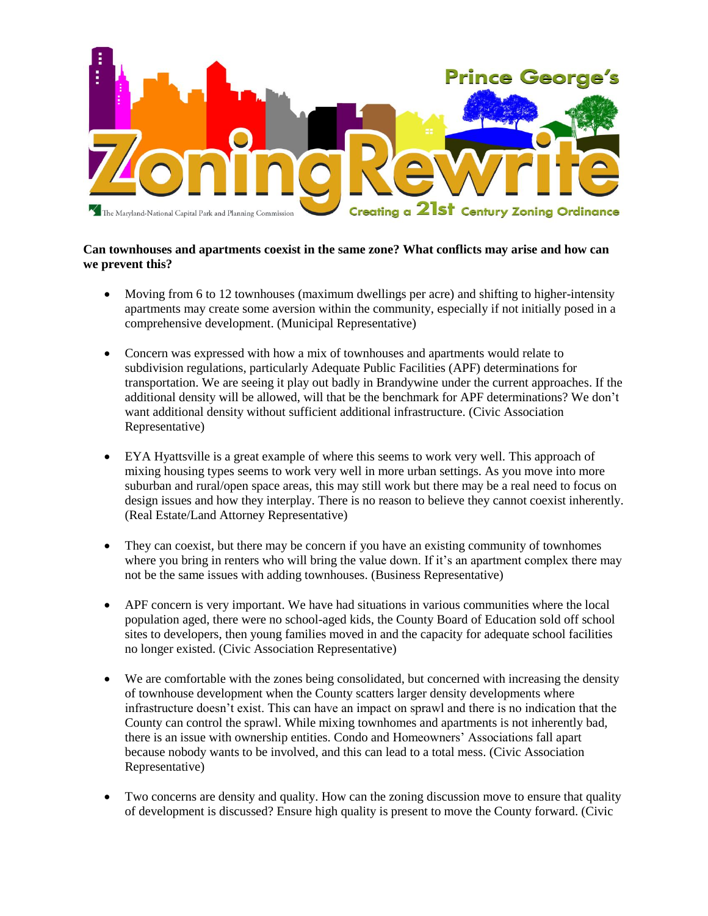**Can townhouses and apartments coexist in the same zone? What conflicts may arise and how can we prevent this?**

- Moving from 6 to 12 townhouses (maximum dwellings per acre) and shifting to higher-intensity apartments may create some aversion within the community, especially if not initially posed in a comprehensive development. (Municipal Representative)

- Concern was expressed with how a mix of townhouses and apartments would relate to subdivision regulations, particularly Adequate Public Facilities (APF) determinations for transportation. We are seeing it play out badly in Brandywine under the current approaches. If the additional density will be allowed, will that be the benchmark for APF determinations? We don't want additional density without sufficient additional infrastructure. (Civic Association Representative)

- EYA Hyattsville is a great example of where this seems to work very well. This approach of mixing housing types seems to work very well in more urban settings. As you move into more suburban and rural/open space areas, this may still work but there may be a real need to focus on design issues and how they interplay. There is no reason to believe they cannot coexist inherently. (Real Estate/Land Attorney Representative)

- They can coexist, but there may be concern if you have an existing community of townhomes where you bring in renters who will bring the value down. If it's an apartment complex there may not be the same issues with adding townhouses. (Business Representative)

- APF concern is very important. We have had situations in various communities where the local population aged, there were no school-aged kids, the County Board of Education sold off school sites to developers, then young families moved in and the capacity for adequate school facilities no longer existed. (Civic Association Representative)

- We are comfortable with the zones being consolidated, but concerned with increasing the density of townhouse development when the County scatters larger density developments where infrastructure doesn't exist. This can have an impact on sprawl and there is no indication that the County can control the sprawl. While mixing townhomes and apartments is not inherently bad, there is an issue with ownership entities. Condo and Homeowners' Associations fall apart because nobody wants to be involved, and this can lead to a total mess. (Civic Association Representative)

- Two concerns are density and quality. How can the zoning discussion move to ensure that quality of development is discussed? Ensure high quality is present to move the County forward. (Civic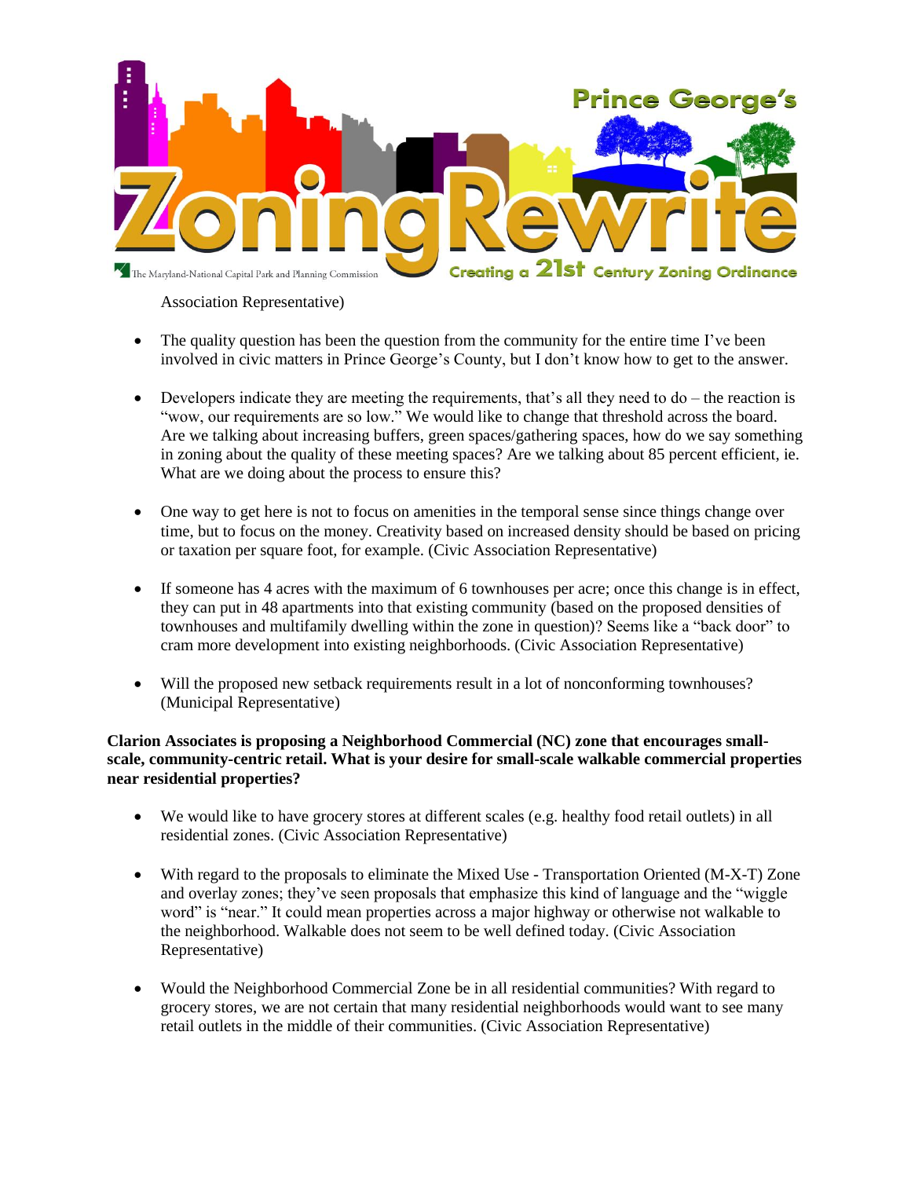Association Representative)

- The quality question has been the question from the community for the entire time I've been involved in civic matters in Prince George's County, but I don't know how to get to the answer.

- Developers indicate they are meeting the requirements, that's all they need to do – the reaction is "wow, our requirements are so low." We would like to change that threshold across the board. Are we talking about increasing buffers, green spaces/gathering spaces, how do we say something in zoning about the quality of these meeting spaces? Are we talking about 85 percent efficient, ie. What are we doing about the process to ensure this?

- One way to get here is not to focus on amenities in the temporal sense since things change over time, but to focus on the money. Creativity based on increased density should be based on pricing or taxation per square foot, for example. (Civic Association Representative)

- If someone has 4 acres with the maximum of 6 townhouses per acre; once this change is in effect, they can put in 48 apartments into that existing community (based on the proposed densities of townhouses and multifamily dwelling within the zone in question)? Seems like a "back door" to cram more development into existing neighborhoods. (Civic Association Representative)

- Will the proposed new setback requirements result in a lot of nonconforming townhouses? (Municipal Representative)

**Clarion Associates is proposing a Neighborhood Commercial (NC) zone that encourages small-scale, community-centric retail. What is your desire for small-scale walkable commercial properties near residential properties?**

- We would like to have grocery stores at different scales (e.g. healthy food retail outlets) in all residential zones. (Civic Association Representative)

- With regard to the proposals to eliminate the Mixed Use - Transportation Oriented (M-X-T) Zone and overlay zones; they've seen proposals that emphasize this kind of language and the "wiggle word" is "near." It could mean properties across a major highway or otherwise not walkable to the neighborhood. Walkable does not seem to be well defined today. (Civic Association Representative)

- Would the Neighborhood Commercial Zone be in all residential communities? With regard to grocery stores, we are not certain that many residential neighborhoods would want to see many retail outlets in the middle of their communities. (Civic Association Representative)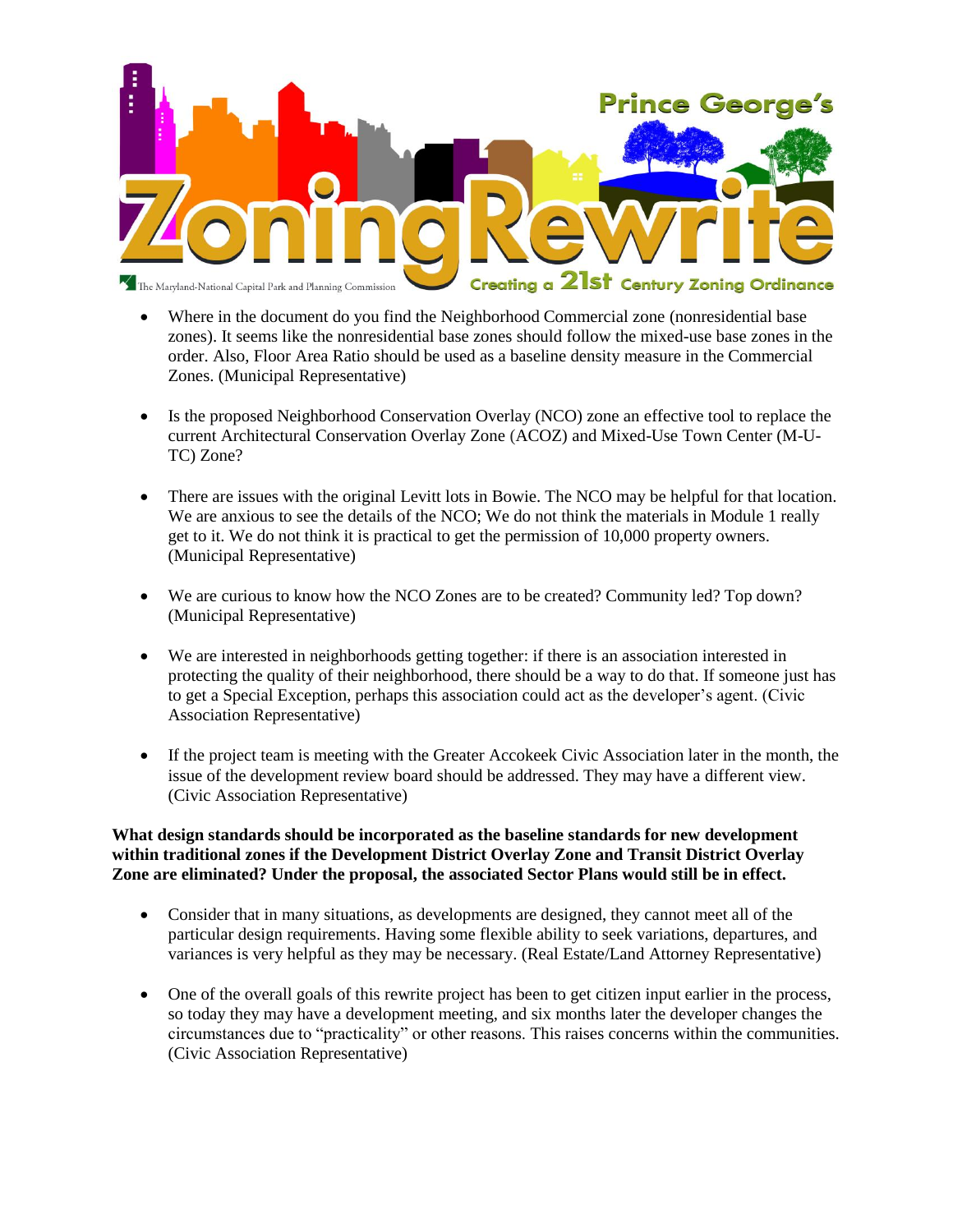- Where in the document do you find the Neighborhood Commercial zone (nonresidential base zones). It seems like the nonresidential base zones should follow the mixed-use base zones in the order. Also, Floor Area Ratio should be used as a baseline density measure in the Commercial Zones. (Municipal Representative)

- Is the proposed Neighborhood Conservation Overlay (NCO) zone an effective tool to replace the current Architectural Conservation Overlay Zone (ACOZ) and Mixed-Use Town Center (M-U-TC) Zone?

- There are issues with the original Levitt lots in Bowie. The NCO may be helpful for that location. We are anxious to see the details of the NCO; We do not think the materials in Module 1 really get to it. We do not think it is practical to get the permission of 10,000 property owners. (Municipal Representative)

- We are curious to know how the NCO Zones are to be created? Community led? Top down? (Municipal Representative)

- We are interested in neighborhoods getting together: if there is an association interested in protecting the quality of their neighborhood, there should be a way to do that. If someone just has to get a Special Exception, perhaps this association could act as the developer's agent. (Civic Association Representative)

- If the project team is meeting with the Greater Accokeek Civic Association later in the month, the issue of the development review board should be addressed. They may have a different view. (Civic Association Representative)

**What design standards should be incorporated as the baseline standards for new development within traditional zones if the Development District Overlay Zone and Transit District Overlay Zone are eliminated? Under the proposal, the associated Sector Plans would still be in effect.**

- Consider that in many situations, as developments are designed, they cannot meet all of the particular design requirements. Having some flexible ability to seek variations, departures, and variances is very helpful as they may be necessary. (Real Estate/Land Attorney Representative)

- One of the overall goals of this rewrite project has been to get citizen input earlier in the process, so today they may have a development meeting, and six months later the developer changes the circumstances due to "practicality" or other reasons. This raises concerns within the communities. (Civic Association Representative)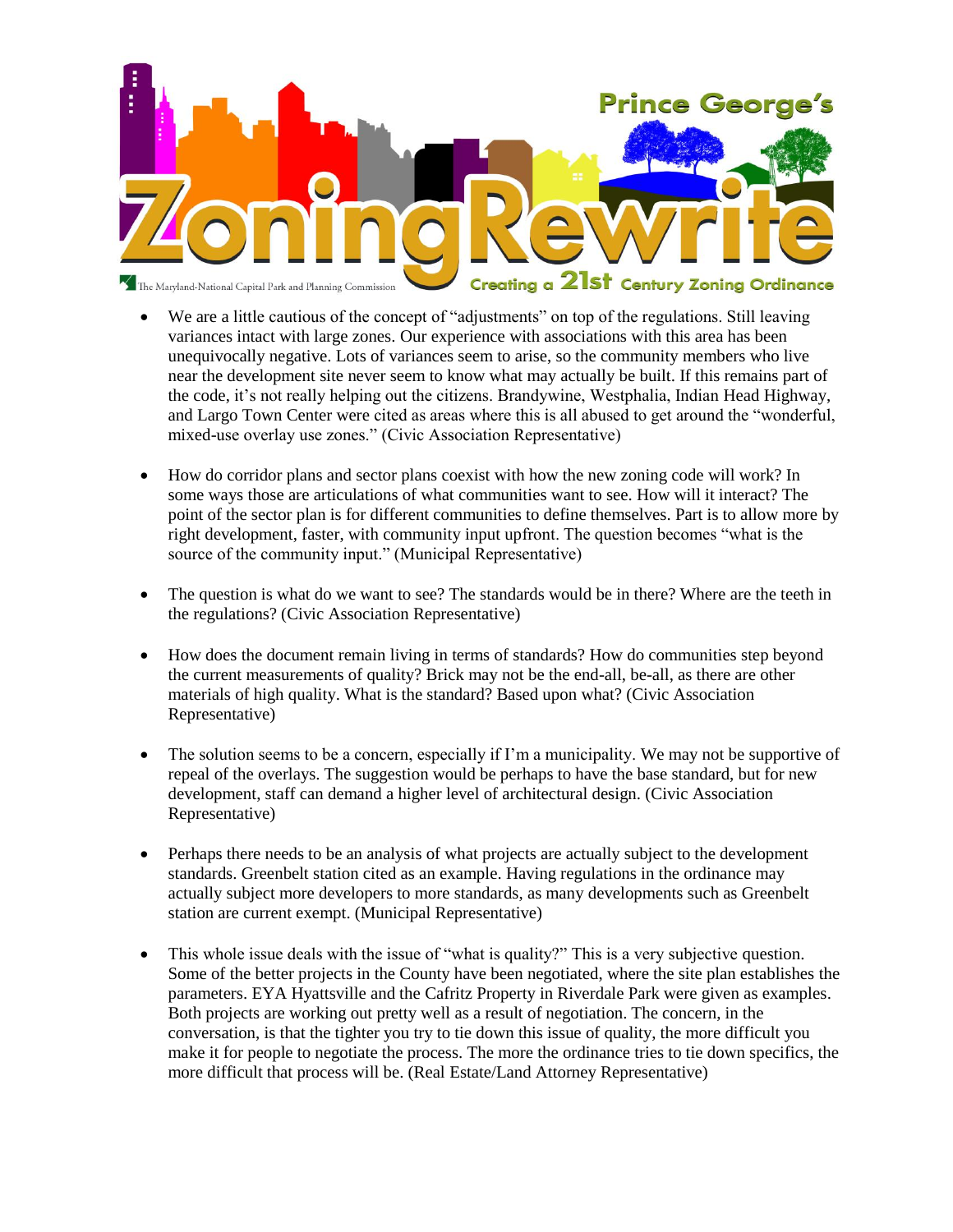- We are a little cautious of the concept of "adjustments" on top of the regulations. Still leaving variances intact with large zones. Our experience with associations with this area has been unequivocally negative. Lots of variances seem to arise, so the community members who live near the development site never seem to know what may actually be built. If this remains part of the code, it's not really helping out the citizens. Brandywine, Westphalia, Indian Head Highway, and Largo Town Center were cited as areas where this is all abused to get around the "wonderful, mixed-use overlay use zones." (Civic Association Representative)

- How do corridor plans and sector plans coexist with how the new zoning code will work? In some ways those are articulations of what communities want to see. How will it interact? The point of the sector plan is for different communities to define themselves. Part is to allow more by right development, faster, with community input upfront. The question becomes "what is the source of the community input." (Municipal Representative)

- The question is what do we want to see? The standards would be in there? Where are the teeth in the regulations? (Civic Association Representative)

- How does the document remain living in terms of standards? How do communities step beyond the current measurements of quality? Brick may not be the end-all, be-all, as there are other materials of high quality. What is the standard? Based upon what? (Civic Association Representative)

- The solution seems to be a concern, especially if I'm a municipality. We may not be supportive of repeal of the overlays. The suggestion would be perhaps to have the base standard, but for new development, staff can demand a higher level of architectural design. (Civic Association Representative)

- Perhaps there needs to be an analysis of what projects are actually subject to the development standards. Greenbelt station cited as an example. Having regulations in the ordinance may actually subject more developers to more standards, as many developments such as Greenbelt station are current exempt. (Municipal Representative)

- This whole issue deals with the issue of "what is quality?" This is a very subjective question. Some of the better projects in the County have been negotiated, where the site plan establishes the parameters. EYA Hyattsville and the Cafritz Property in Riverdale Park were given as examples. Both projects are working out pretty well as a result of negotiation. The concern, in the conversation, is that the tighter you try to tie down this issue of quality, the more difficult you make it for people to negotiate the process. The more the ordinance tries to tie down specifics, the more difficult that process will be. (Real Estate/Land Attorney Representative)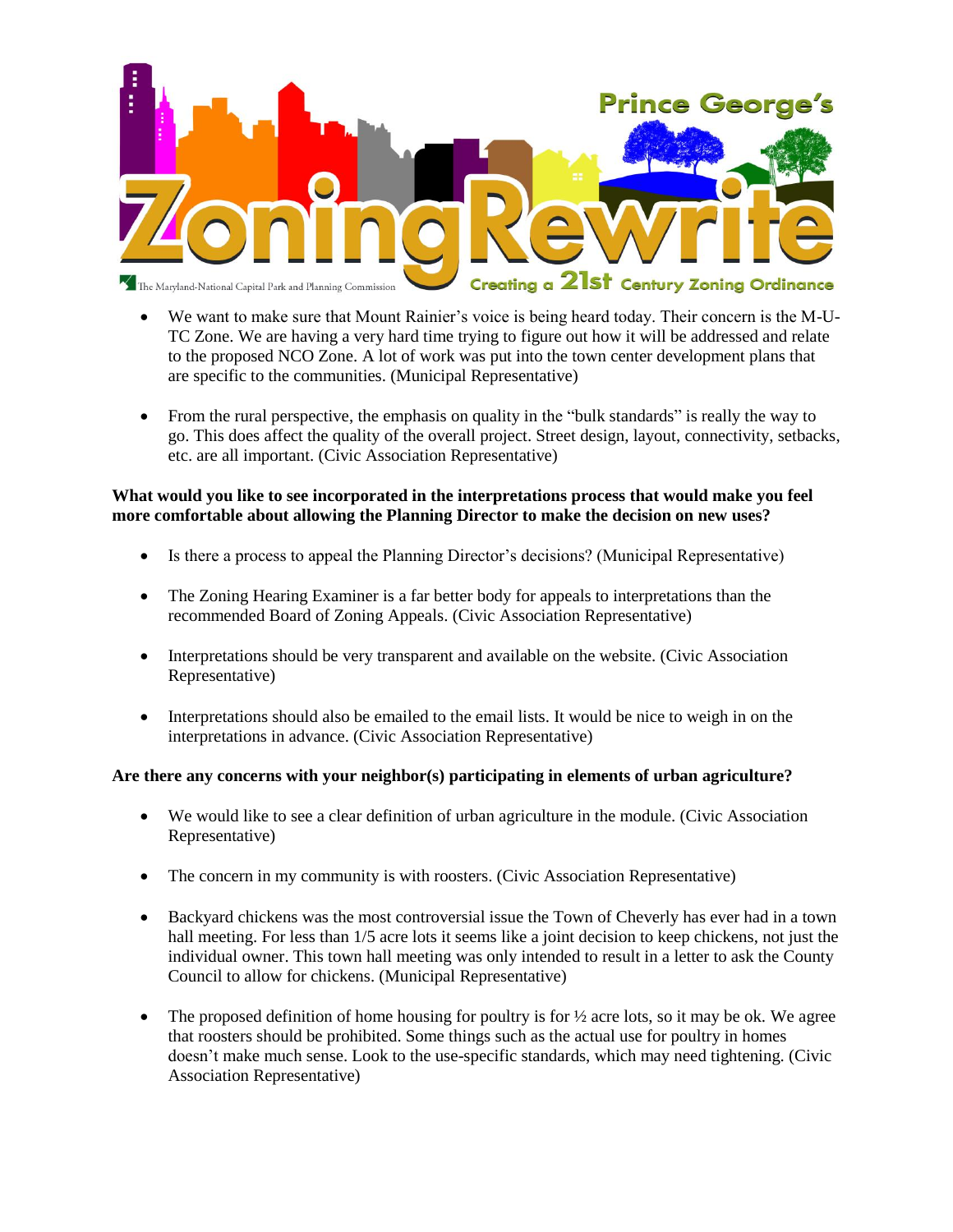- We want to make sure that Mount Rainier's voice is being heard today. Their concern is the M-U-TC Zone. We are having a very hard time trying to figure out how it will be addressed and relate to the proposed NCO Zone. A lot of work was put into the town center development plans that are specific to the communities. (Municipal Representative)

- From the rural perspective, the emphasis on quality in the "bulk standards" is really the way to go. This does affect the quality of the overall project. Street design, layout, connectivity, setbacks, etc. are all important. (Civic Association Representative)

**What would you like to see incorporated in the interpretations process that would make you feel more comfortable about allowing the Planning Director to make the decision on new uses?**

- Is there a process to appeal the Planning Director's decisions? (Municipal Representative)

- The Zoning Hearing Examiner is a far better body for appeals to interpretations than the recommended Board of Zoning Appeals. (Civic Association Representative)

- Interpretations should be very transparent and available on the website. (Civic Association Representative)

- Interpretations should also be emailed to the email lists. It would be nice to weigh in on the interpretations in advance. (Civic Association Representative)

**Are there any concerns with your neighbor(s) participating in elements of urban agriculture?**

- We would like to see a clear definition of urban agriculture in the module. (Civic Association Representative)

- The concern in my community is with roosters. (Civic Association Representative)

- Backyard chickens was the most controversial issue the Town of Cheverly has ever had in a town hall meeting. For less than 1/5 acre lots it seems like a joint decision to keep chickens, not just the individual owner. This town hall meeting was only intended to result in a letter to ask the County Council to allow for chickens. (Municipal Representative)

- The proposed definition of home housing for poultry is for ½ acre lots, so it may be ok. We agree that roosters should be prohibited. Some things such as the actual use for poultry in homes doesn't make much sense. Look to the use-specific standards, which may need tightening. (Civic Association Representative)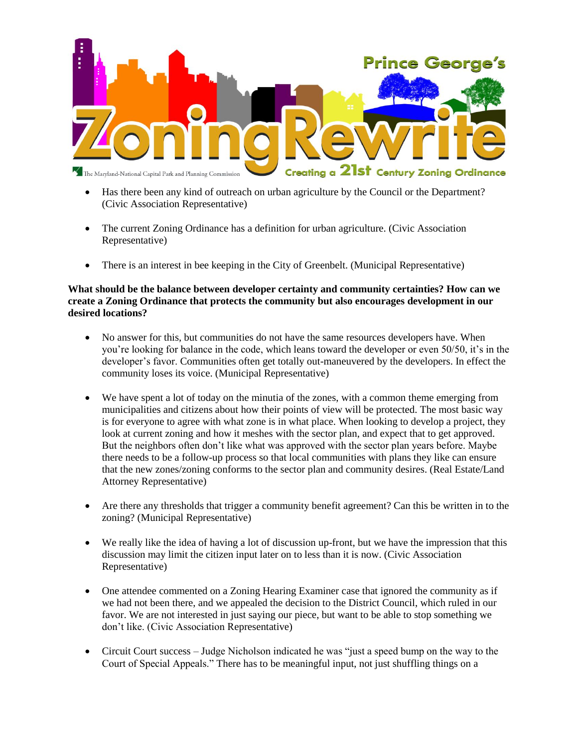- Has there been any kind of outreach on urban agriculture by the Council or the Department? (Civic Association Representative)

- The current Zoning Ordinance has a definition for urban agriculture. (Civic Association Representative)

- There is an interest in bee keeping in the City of Greenbelt. (Municipal Representative)

**What should be the balance between developer certainty and community certainties? How can we create a Zoning Ordinance that protects the community but also encourages development in our desired locations?**

- No answer for this, but communities do not have the same resources developers have. When you're looking for balance in the code, which leans toward the developer or even 50/50, it's in the developer's favor. Communities often get totally out-maneuvered by the developers. In effect the community loses its voice. (Municipal Representative)

- We have spent a lot of today on the minutia of the zones, with a common theme emerging from municipalities and citizens about how their points of view will be protected. The most basic way is for everyone to agree with what zone is in what place. When looking to develop a project, they look at current zoning and how it meshes with the sector plan, and expect that to get approved. But the neighbors often don't like what was approved with the sector plan years before. Maybe there needs to be a follow-up process so that local communities with plans they like can ensure that the new zones/zoning conforms to the sector plan and community desires. (Real Estate/Land Attorney Representative)

- Are there any thresholds that trigger a community benefit agreement? Can this be written in to the zoning? (Municipal Representative)

- We really like the idea of having a lot of discussion up-front, but we have the impression that this discussion may limit the citizen input later on to less than it is now. (Civic Association Representative)

- One attendee commented on a Zoning Hearing Examiner case that ignored the community as if we had not been there, and we appealed the decision to the District Council, which ruled in our favor. We are not interested in just saying our piece, but want to be able to stop something we don't like. (Civic Association Representative)

- Circuit Court success – Judge Nicholson indicated he was "just a speed bump on the way to the Court of Special Appeals." There has to be meaningful input, not just shuffling things on a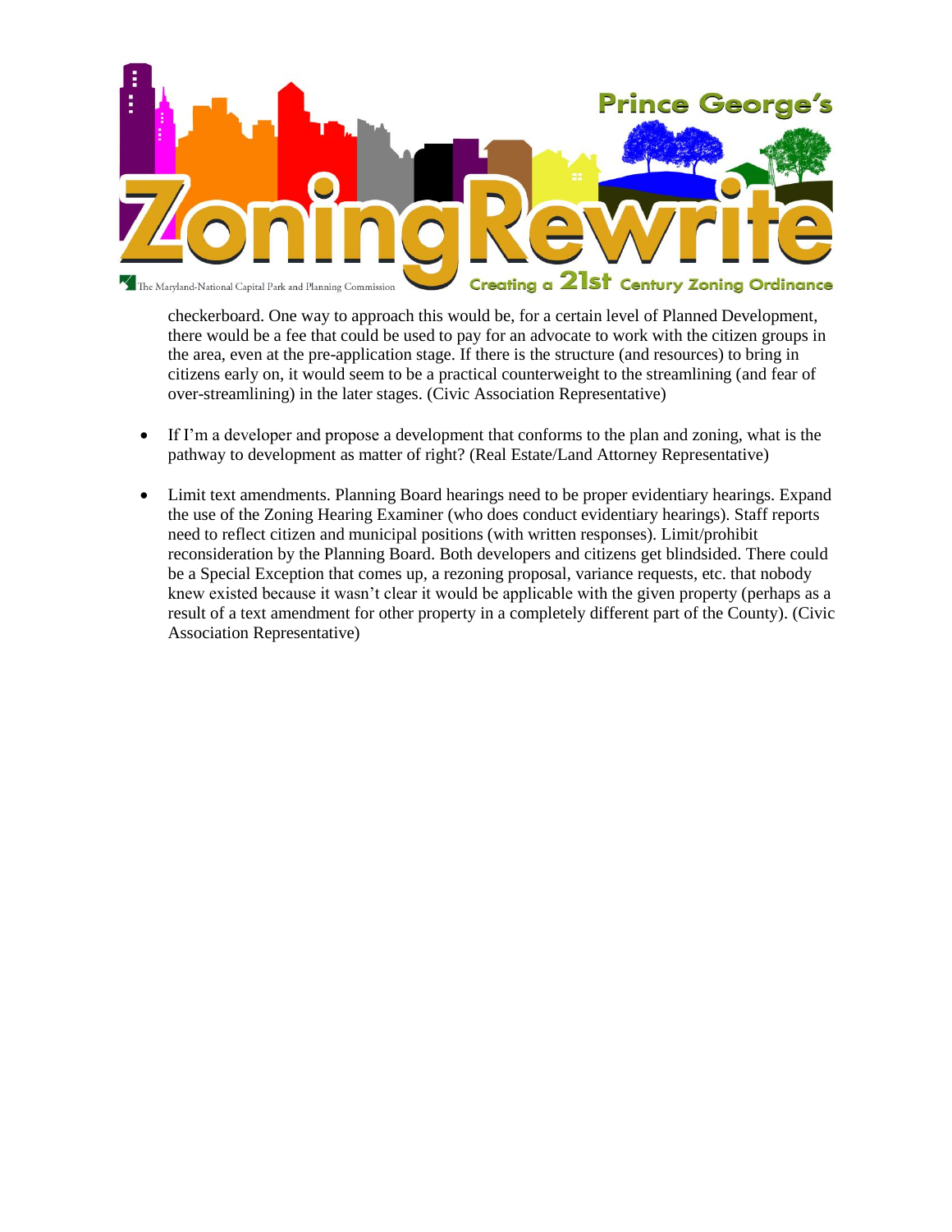checkerboard. One way to approach this would be, for a certain level of Planned Development, there would be a fee that could be used to pay for an advocate to work with the citizen groups in the area, even at the pre-application stage. If there is the structure (and resources) to bring in citizens early on, it would seem to be a practical counterweight to the streamlining (and fear of over-streamlining) in the later stages. (Civic Association Representative)

- If I'm a developer and propose a development that conforms to the plan and zoning, what is the pathway to development as matter of right? (Real Estate/Land Attorney Representative)
- Limit text amendments. Planning Board hearings need to be proper evidentiary hearings. Expand the use of the Zoning Hearing Examiner (who does conduct evidentiary hearings). Staff reports need to reflect citizen and municipal positions (with written responses). Limit/prohibit reconsideration by the Planning Board. Both developers and citizens get blindsided. There could be a Special Exception that comes up, a rezoning proposal, variance requests, etc. that nobody knew existed because it wasn't clear it would be applicable with the given property (perhaps as a result of a text amendment for other property in a completely different part of the County). (Civic Association Representative)